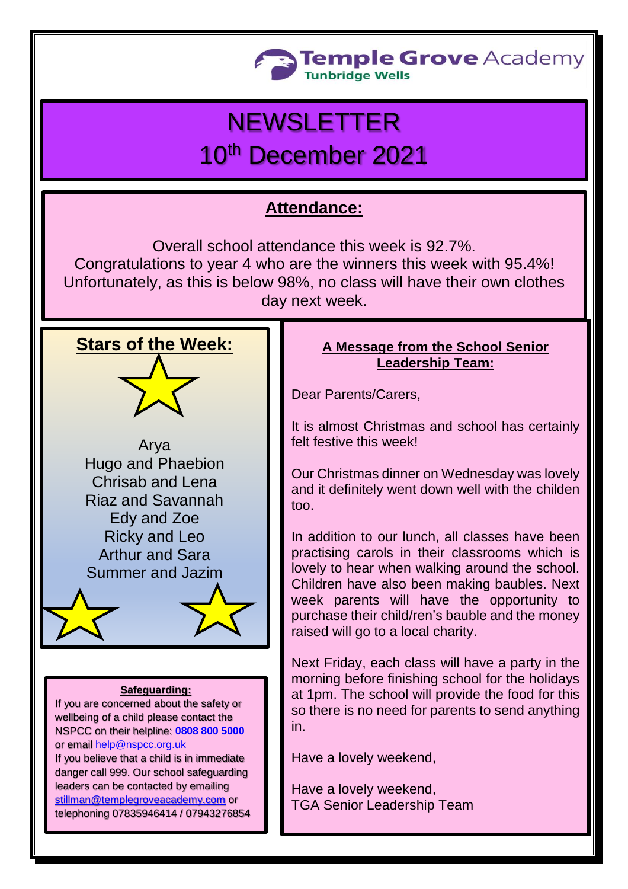Temple Grove Academy
Tunbridge Wells

# NEWSLETTER
# 10th December 2021

## Attendance:

Overall school attendance this week is 92.7%.
Congratulations to year 4 who are the winners this week with 95.4%!
Unfortunately, as this is below 98%, no class will have their own clothes day next week.

## Stars of the Week:

Arya
Hugo and Phaebion
Chrisab and Lena
Riaz and Savannah
Edy and Zoe
Ricky and Leo
Arthur and Sara
Summer and Jazim

### Safeguarding:

If you are concerned about the safety or wellbeing of a child please contact the NSPCC on their helpline: **0808 800 5000** or email help@nspcc.org.uk
If you believe that a child is in immediate danger call 999. Our school safeguarding leaders can be contacted by emailing stillman@templegroveacademy.com or telephoning 07835946414 / 07943276854

## A Message from the School Senior Leadership Team:

Dear Parents/Carers,

It is almost Christmas and school has certainly felt festive this week!

Our Christmas dinner on Wednesday was lovely and it definitely went down well with the childen too.

In addition to our lunch, all classes have been practising carols in their classrooms which is lovely to hear when walking around the school. Children have also been making baubles. Next week parents will have the opportunity to purchase their child/ren's bauble and the money raised will go to a local charity.

Next Friday, each class will have a party in the morning before finishing school for the holidays at 1pm. The school will provide the food for this so there is no need for parents to send anything in.

Have a lovely weekend,

Have a lovely weekend,
TGA Senior Leadership Team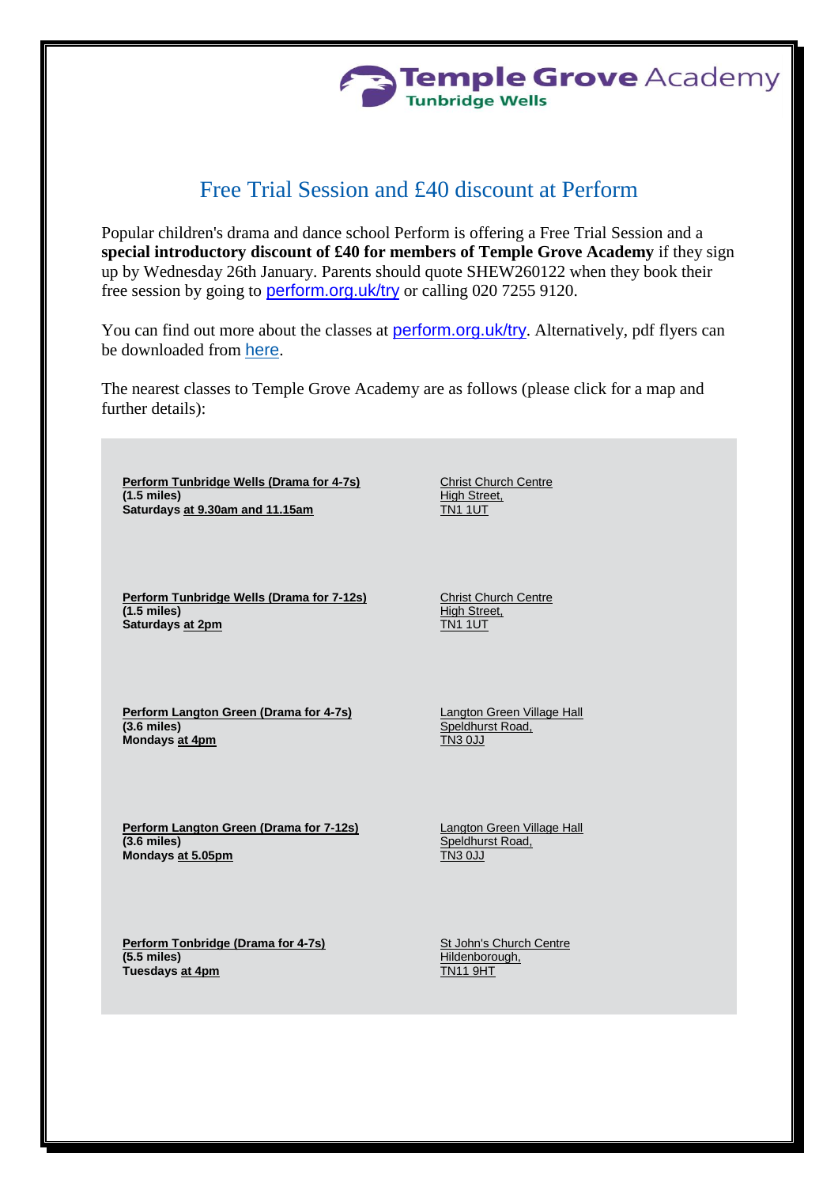Temple Grove Academy
Tunbridge Wells

## Free Trial Session and £40 discount at Perform

Popular children's drama and dance school Perform is offering a Free Trial Session and a **special introductory discount of £40 for members of Temple Grove Academy** if they sign up by Wednesday 26th January. Parents should quote SHEW260122 when they book their free session by going to perform.org.uk/try or calling 020 7255 9120.

You can find out more about the classes at perform.org.uk/try. Alternatively, pdf flyers can be downloaded from here.

The nearest classes to Temple Grove Academy are as follows (please click for a map and further details):

| | |
|---|---|
| **Perform Tunbridge Wells (Drama for 4-7s)**<br>**(1.5 miles)**<br>**Saturdays at 9.30am and 11.15am** | Christ Church Centre<br>High Street,<br>TN1 1UT |
| **Perform Tunbridge Wells (Drama for 7-12s)**<br>**(1.5 miles)**<br>**Saturdays at 2pm** | Christ Church Centre<br>High Street,<br>TN1 1UT |
| **Perform Langton Green (Drama for 4-7s)**<br>**(3.6 miles)**<br>**Mondays at 4pm** | Langton Green Village Hall<br>Speldhurst Road,<br>TN3 0JJ |
| **Perform Langton Green (Drama for 7-12s)**<br>**(3.6 miles)**<br>**Mondays at 5.05pm** | Langton Green Village Hall<br>Speldhurst Road,<br>TN3 0JJ |
| **Perform Tonbridge (Drama for 4-7s)**<br>**(5.5 miles)**<br>**Tuesdays at 4pm** | St John's Church Centre<br>Hildenborough,<br>TN11 9HT |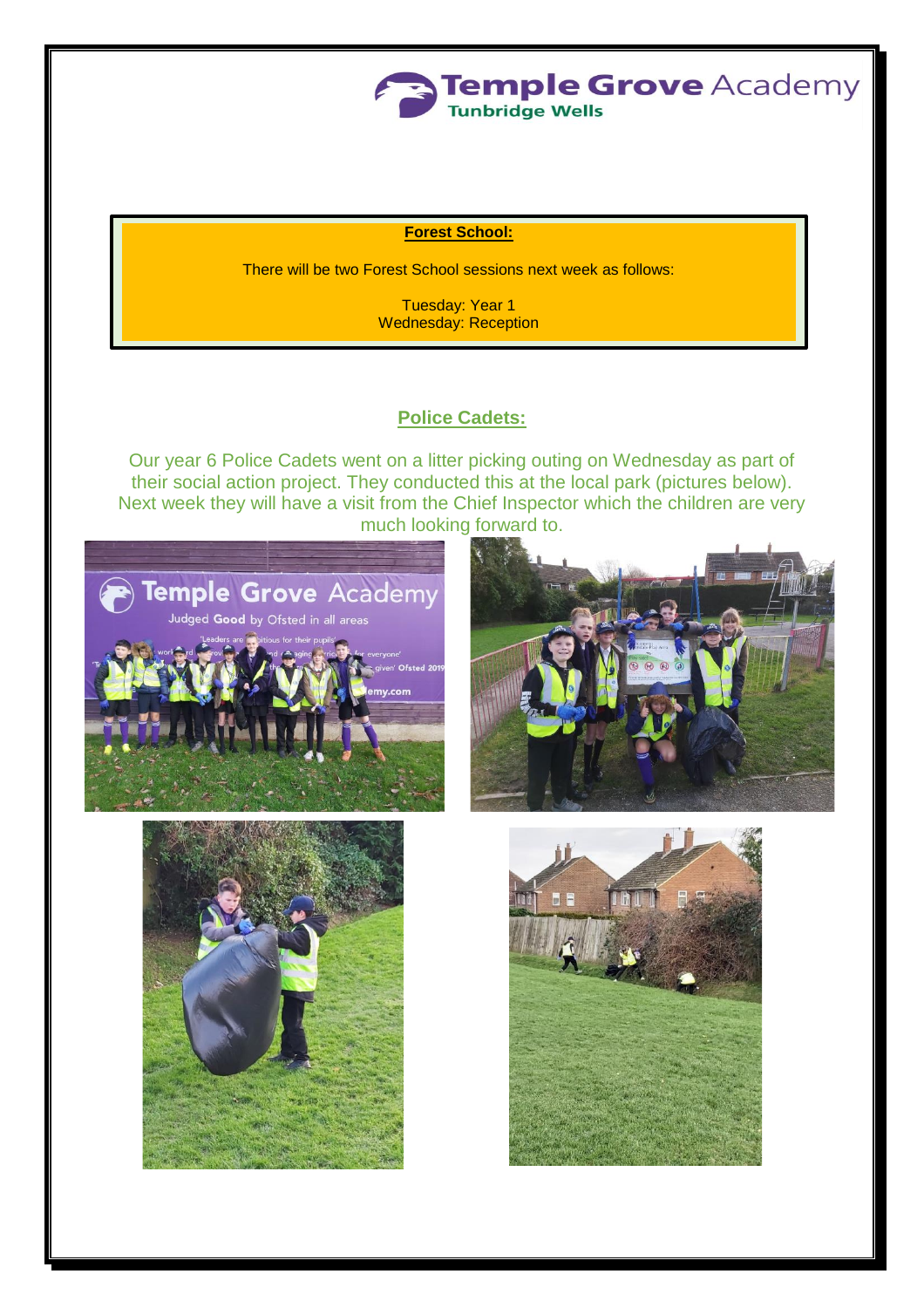**Temple Grove Academy**
Tunbridge Wells

**Forest School:**

There will be two Forest School sessions next week as follows:

Tuesday: Year 1
Wednesday: Reception

## Police Cadets:

Our year 6 Police Cadets went on a litter picking outing on Wednesday as part of their social action project. They conducted this at the local park (pictures below). Next week they will have a visit from the Chief Inspector which the children are very much looking forward to.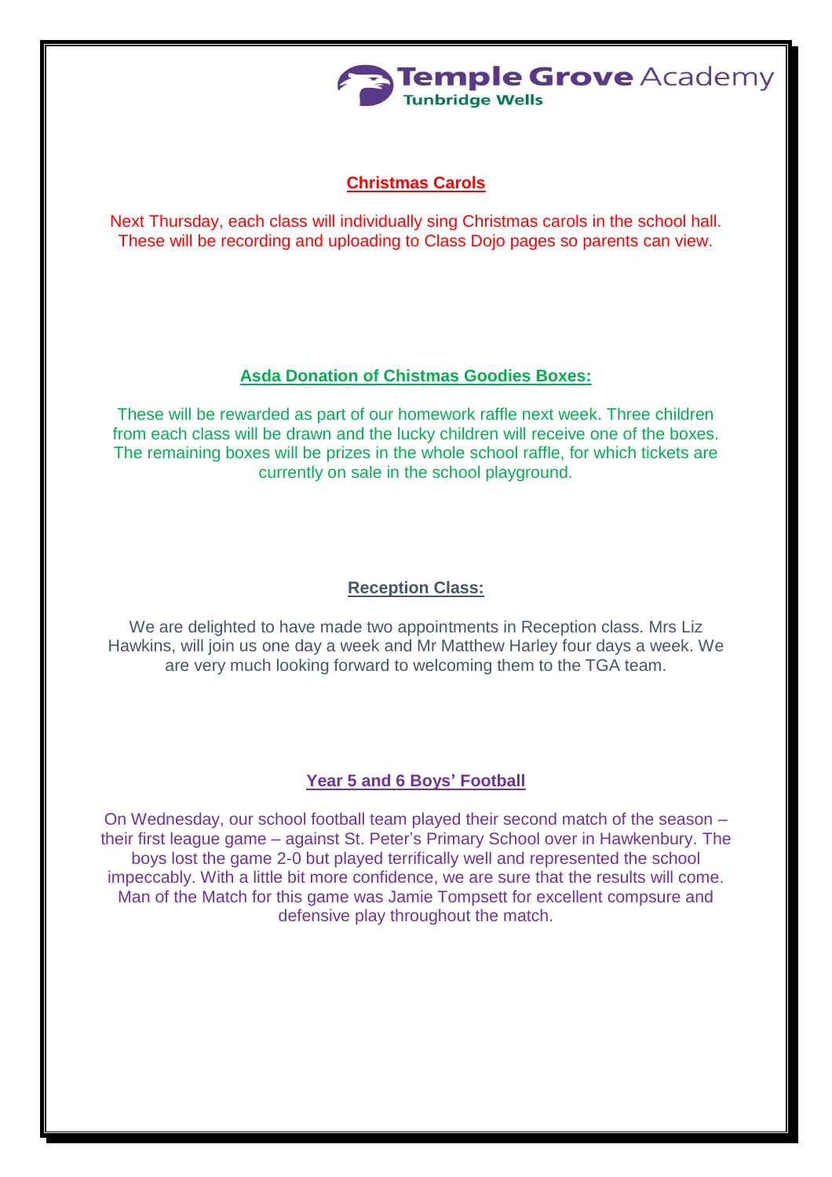Temple Grove Academy
Tunbridge Wells

## Christmas Carols

Next Thursday, each class will individually sing Christmas carols in the school hall. These will be recording and uploading to Class Dojo pages so parents can view.

## Asda Donation of Chistmas Goodies Boxes:

These will be rewarded as part of our homework raffle next week. Three children from each class will be drawn and the lucky children will receive one of the boxes. The remaining boxes will be prizes in the whole school raffle, for which tickets are currently on sale in the school playground.

## Reception Class:

We are delighted to have made two appointments in Reception class. Mrs Liz Hawkins, will join us one day a week and Mr Matthew Harley four days a week. We are very much looking forward to welcoming them to the TGA team.

## Year 5 and 6 Boys' Football

On Wednesday, our school football team played their second match of the season – their first league game – against St. Peter's Primary School over in Hawkenbury. The boys lost the game 2-0 but played terrifically well and represented the school impeccably. With a little bit more confidence, we are sure that the results will come. Man of the Match for this game was Jamie Tompsett for excellent compsure and defensive play throughout the match.